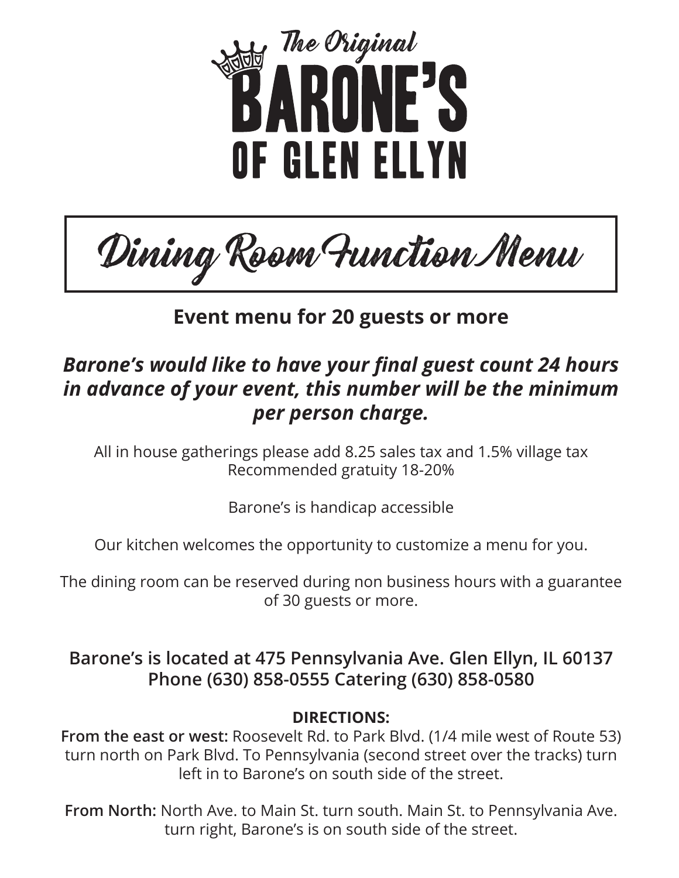# The Original BARONE'S OF GLEN ELLYN

## Dining Room Function Menu

**Event menu for 20 guests or more**

***Barone's would like to have your final guest count 24 hours in advance of your event, this number will be the minimum per person charge.***

All in house gatherings please add 8.25 sales tax and 1.5% village tax
Recommended gratuity 18-20%

Barone's is handicap accessible

Our kitchen welcomes the opportunity to customize a menu for you.

The dining room can be reserved during non business hours with a guarantee of 30 guests or more.

**Barone's is located at 475 Pennsylvania Ave. Glen Ellyn, IL 60137**
**Phone (630) 858-0555 Catering (630) 858-0580**

**DIRECTIONS:**

**From the east or west:** Roosevelt Rd. to Park Blvd. (1/4 mile west of Route 53) turn north on Park Blvd. To Pennsylvania (second street over the tracks) turn left in to Barone's on south side of the street.

**From North:** North Ave. to Main St. turn south. Main St. to Pennsylvania Ave. turn right, Barone's is on south side of the street.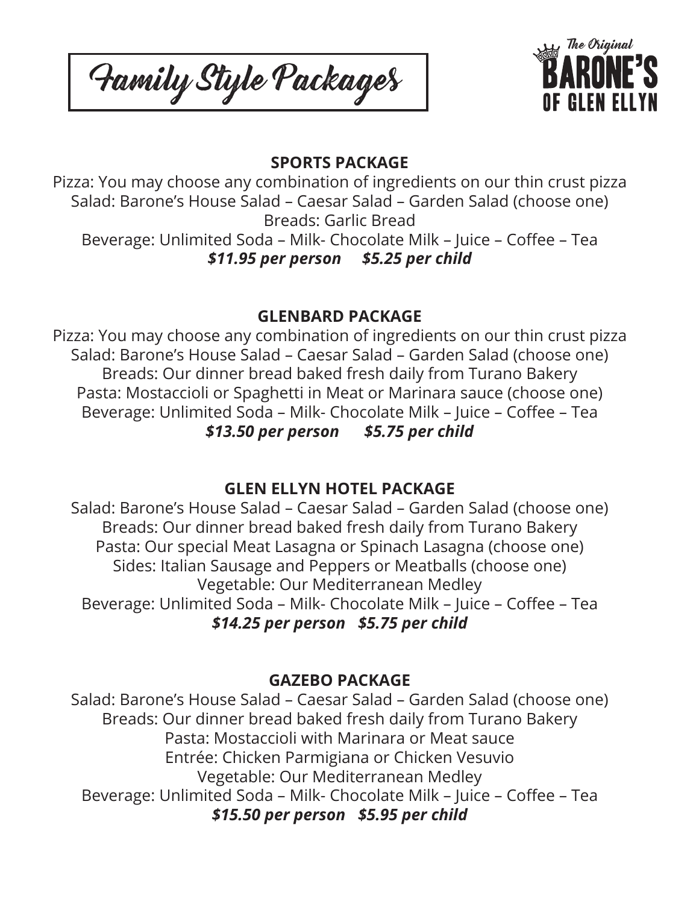# Family Style Packages

The Original **BARONE'S** OF GLEN ELLYN

## SPORTS PACKAGE

Pizza: You may choose any combination of ingredients on our thin crust pizza
Salad: Barone's House Salad – Caesar Salad – Garden Salad (choose one)
Breads: Garlic Bread
Beverage: Unlimited Soda – Milk- Chocolate Milk – Juice – Coffee – Tea
***$11.95 per person     $5.25 per child***

## GLENBARD PACKAGE

Pizza: You may choose any combination of ingredients on our thin crust pizza
Salad: Barone's House Salad – Caesar Salad – Garden Salad (choose one)
Breads: Our dinner bread baked fresh daily from Turano Bakery
Pasta: Mostaccioli or Spaghetti in Meat or Marinara sauce (choose one)
Beverage: Unlimited Soda – Milk- Chocolate Milk – Juice – Coffee – Tea
***$13.50 per person     $5.75 per child***

## GLEN ELLYN HOTEL PACKAGE

Salad: Barone's House Salad – Caesar Salad – Garden Salad (choose one)
Breads: Our dinner bread baked fresh daily from Turano Bakery
Pasta: Our special Meat Lasagna or Spinach Lasagna (choose one)
Sides: Italian Sausage and Peppers or Meatballs (choose one)
Vegetable: Our Mediterranean Medley
Beverage: Unlimited Soda – Milk- Chocolate Milk – Juice – Coffee – Tea
***$14.25 per person   $5.75 per child***

## GAZEBO PACKAGE

Salad: Barone's House Salad – Caesar Salad – Garden Salad (choose one)
Breads: Our dinner bread baked fresh daily from Turano Bakery
Pasta: Mostaccioli with Marinara or Meat sauce
Entrée: Chicken Parmigiana or Chicken Vesuvio
Vegetable: Our Mediterranean Medley
Beverage: Unlimited Soda – Milk- Chocolate Milk – Juice – Coffee – Tea
***$15.50 per person   $5.95 per child***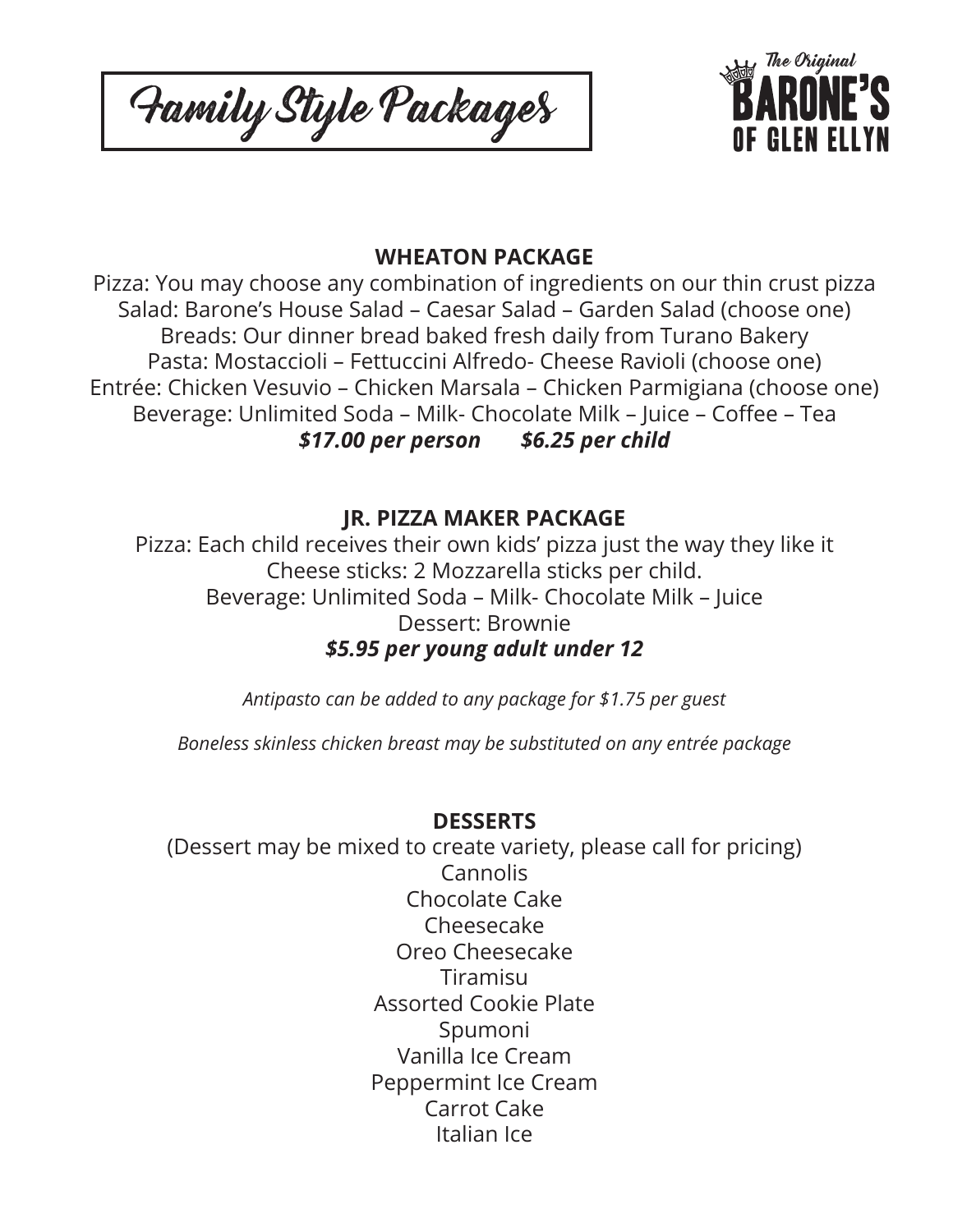# Family Style Packages

The Original **BARONE'S** OF GLEN ELLYN

## WHEATON PACKAGE

Pizza: You may choose any combination of ingredients on our thin crust pizza
Salad: Barone's House Salad – Caesar Salad – Garden Salad (choose one)
Breads: Our dinner bread baked fresh daily from Turano Bakery
Pasta: Mostaccioli – Fettuccini Alfredo- Cheese Ravioli (choose one)
Entrée: Chicken Vesuvio – Chicken Marsala – Chicken Parmigiana (choose one)
Beverage: Unlimited Soda – Milk- Chocolate Milk – Juice – Coffee – Tea
***$17.00 per person     $6.25 per child***

## JR. PIZZA MAKER PACKAGE

Pizza: Each child receives their own kids' pizza just the way they like it
Cheese sticks: 2 Mozzarella sticks per child.
Beverage: Unlimited Soda – Milk- Chocolate Milk – Juice
Dessert: Brownie
***$5.95 per young adult under 12***

*Antipasto can be added to any package for $1.75 per guest*

*Boneless skinless chicken breast may be substituted on any entrée package*

## DESSERTS

(Dessert may be mixed to create variety, please call for pricing)

Cannolis
Chocolate Cake
Cheesecake
Oreo Cheesecake
Tiramisu
Assorted Cookie Plate
Spumoni
Vanilla Ice Cream
Peppermint Ice Cream
Carrot Cake
Italian Ice